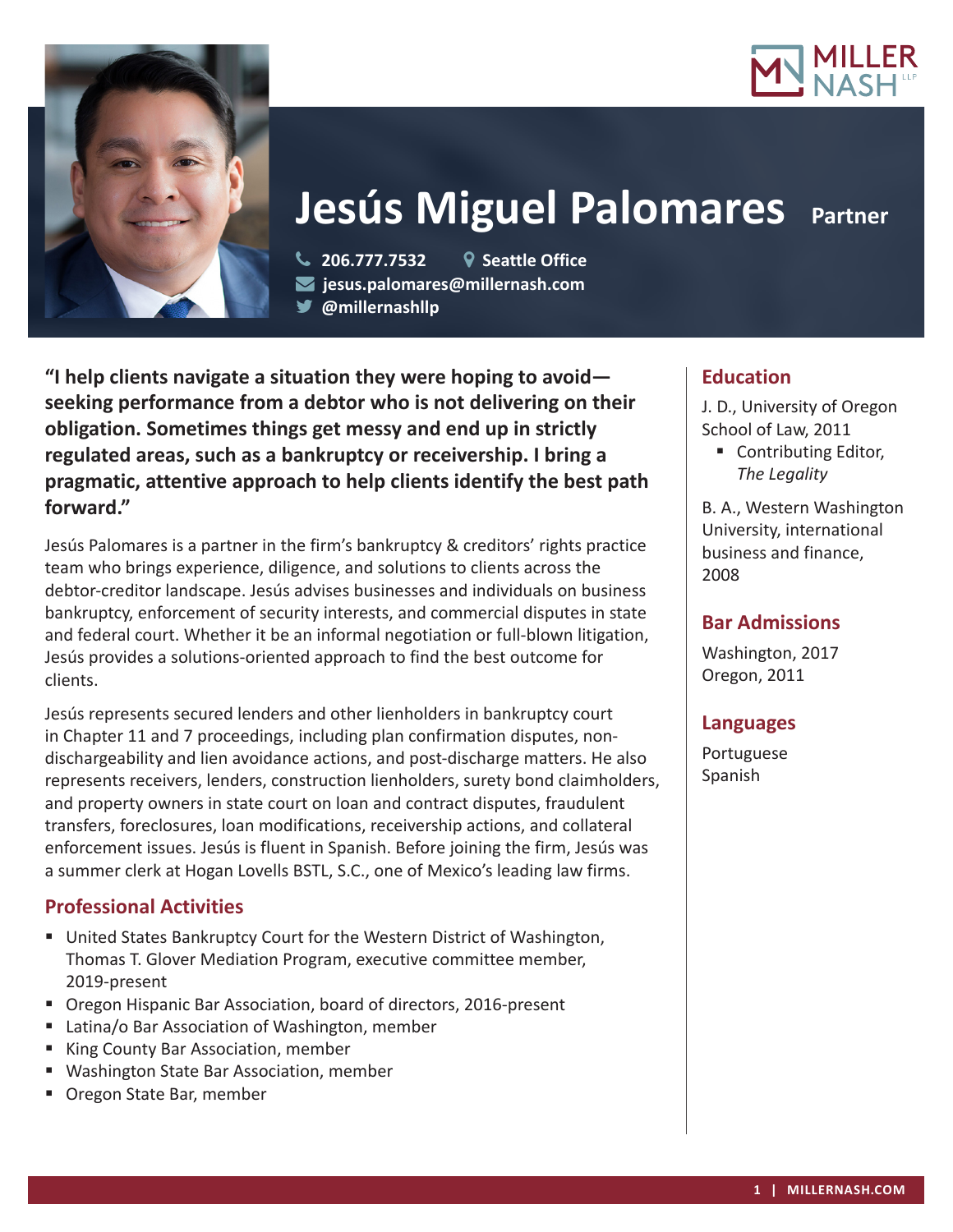# Jesús Miguel Palomares Partner

206.777.7532 | Seattle Office
jesus.palomares@millernash.com
@millernashllp

**"I help clients navigate a situation they were hoping to avoid—seeking performance from a debtor who is not delivering on their obligation. Sometimes things get messy and end up in strictly regulated areas, such as a bankruptcy or receivership. I bring a pragmatic, attentive approach to help clients identify the best path forward."**

Jesús Palomares is a partner in the firm's bankruptcy & creditors' rights practice team who brings experience, diligence, and solutions to clients across the debtor-creditor landscape. Jesús advises businesses and individuals on business bankruptcy, enforcement of security interests, and commercial disputes in state and federal court. Whether it be an informal negotiation or full-blown litigation, Jesús provides a solutions-oriented approach to find the best outcome for clients.

Jesús represents secured lenders and other lienholders in bankruptcy court in Chapter 11 and 7 proceedings, including plan confirmation disputes, non-dischargeability and lien avoidance actions, and post-discharge matters. He also represents receivers, lenders, construction lienholders, surety bond claimholders, and property owners in state court on loan and contract disputes, fraudulent transfers, foreclosures, loan modifications, receivership actions, and collateral enforcement issues. Jesús is fluent in Spanish. Before joining the firm, Jesús was a summer clerk at Hogan Lovells BSTL, S.C., one of Mexico's leading law firms.

## Professional Activities

- United States Bankruptcy Court for the Western District of Washington, Thomas T. Glover Mediation Program, executive committee member, 2019-present
- Oregon Hispanic Bar Association, board of directors, 2016-present
- Latina/o Bar Association of Washington, member
- King County Bar Association, member
- Washington State Bar Association, member
- Oregon State Bar, member

## Education

J. D., University of Oregon School of Law, 2011

- Contributing Editor, *The Legality*

B. A., Western Washington University, international business and finance, 2008

## Bar Admissions

Washington, 2017
Oregon, 2011

## Languages

Portuguese
Spanish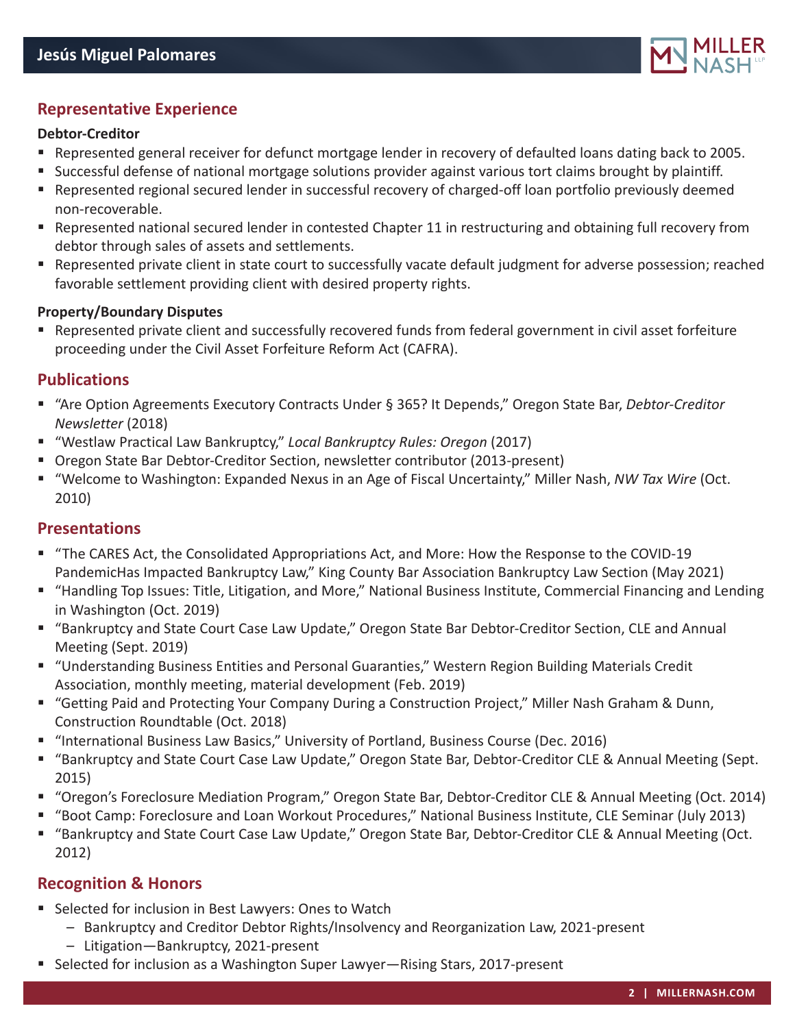## Representative Experience

**Debtor-Creditor**

- Represented general receiver for defunct mortgage lender in recovery of defaulted loans dating back to 2005.
- Successful defense of national mortgage solutions provider against various tort claims brought by plaintiff.
- Represented regional secured lender in successful recovery of charged-off loan portfolio previously deemed non-recoverable.
- Represented national secured lender in contested Chapter 11 in restructuring and obtaining full recovery from debtor through sales of assets and settlements.
- Represented private client in state court to successfully vacate default judgment for adverse possession; reached favorable settlement providing client with desired property rights.

**Property/Boundary Disputes**

- Represented private client and successfully recovered funds from federal government in civil asset forfeiture proceeding under the Civil Asset Forfeiture Reform Act (CAFRA).

## Publications

- "Are Option Agreements Executory Contracts Under § 365? It Depends," Oregon State Bar, *Debtor-Creditor Newsletter* (2018)
- "Westlaw Practical Law Bankruptcy," *Local Bankruptcy Rules: Oregon* (2017)
- Oregon State Bar Debtor-Creditor Section, newsletter contributor (2013-present)
- "Welcome to Washington: Expanded Nexus in an Age of Fiscal Uncertainty," Miller Nash, *NW Tax Wire* (Oct. 2010)

## Presentations

- "The CARES Act, the Consolidated Appropriations Act, and More: How the Response to the COVID-19 PandemicHas Impacted Bankruptcy Law," King County Bar Association Bankruptcy Law Section (May 2021)
- "Handling Top Issues: Title, Litigation, and More," National Business Institute, Commercial Financing and Lending in Washington (Oct. 2019)
- "Bankruptcy and State Court Case Law Update," Oregon State Bar Debtor-Creditor Section, CLE and Annual Meeting (Sept. 2019)
- "Understanding Business Entities and Personal Guaranties," Western Region Building Materials Credit Association, monthly meeting, material development (Feb. 2019)
- "Getting Paid and Protecting Your Company During a Construction Project," Miller Nash Graham & Dunn, Construction Roundtable (Oct. 2018)
- "International Business Law Basics," University of Portland, Business Course (Dec. 2016)
- "Bankruptcy and State Court Case Law Update," Oregon State Bar, Debtor-Creditor CLE & Annual Meeting (Sept. 2015)
- "Oregon's Foreclosure Mediation Program," Oregon State Bar, Debtor-Creditor CLE & Annual Meeting (Oct. 2014)
- "Boot Camp: Foreclosure and Loan Workout Procedures," National Business Institute, CLE Seminar (July 2013)
- "Bankruptcy and State Court Case Law Update," Oregon State Bar, Debtor-Creditor CLE & Annual Meeting (Oct. 2012)

## Recognition & Honors

- Selected for inclusion in Best Lawyers: Ones to Watch
  - Bankruptcy and Creditor Debtor Rights/Insolvency and Reorganization Law, 2021-present
  - Litigation—Bankruptcy, 2021-present
- Selected for inclusion as a Washington Super Lawyer—Rising Stars, 2017-present